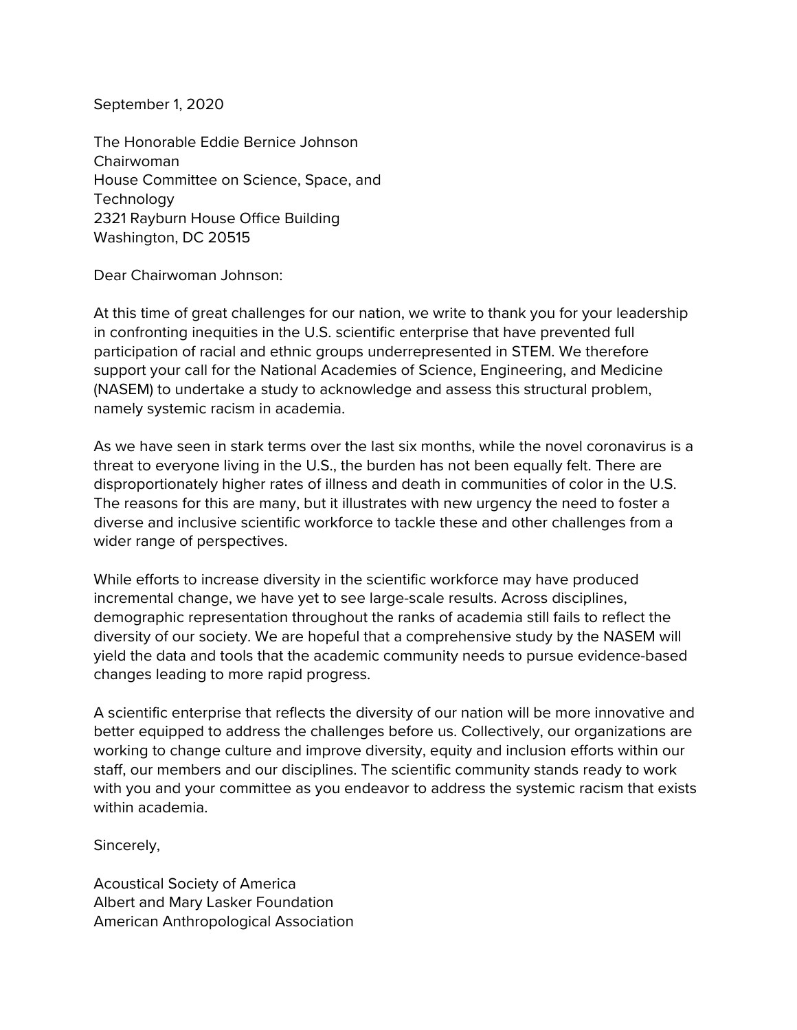September 1, 2020

The Honorable Eddie Bernice Johnson
Chairwoman
House Committee on Science, Space, and Technology
2321 Rayburn House Office Building
Washington, DC 20515

Dear Chairwoman Johnson:

At this time of great challenges for our nation, we write to thank you for your leadership in confronting inequities in the U.S. scientific enterprise that have prevented full participation of racial and ethnic groups underrepresented in STEM. We therefore support your call for the National Academies of Science, Engineering, and Medicine (NASEM) to undertake a study to acknowledge and assess this structural problem, namely systemic racism in academia.

As we have seen in stark terms over the last six months, while the novel coronavirus is a threat to everyone living in the U.S., the burden has not been equally felt. There are disproportionately higher rates of illness and death in communities of color in the U.S. The reasons for this are many, but it illustrates with new urgency the need to foster a diverse and inclusive scientific workforce to tackle these and other challenges from a wider range of perspectives.

While efforts to increase diversity in the scientific workforce may have produced incremental change, we have yet to see large-scale results. Across disciplines, demographic representation throughout the ranks of academia still fails to reflect the diversity of our society. We are hopeful that a comprehensive study by the NASEM will yield the data and tools that the academic community needs to pursue evidence-based changes leading to more rapid progress.

A scientific enterprise that reflects the diversity of our nation will be more innovative and better equipped to address the challenges before us. Collectively, our organizations are working to change culture and improve diversity, equity and inclusion efforts within our staff, our members and our disciplines. The scientific community stands ready to work with you and your committee as you endeavor to address the systemic racism that exists within academia.

Sincerely,

Acoustical Society of America
Albert and Mary Lasker Foundation
American Anthropological Association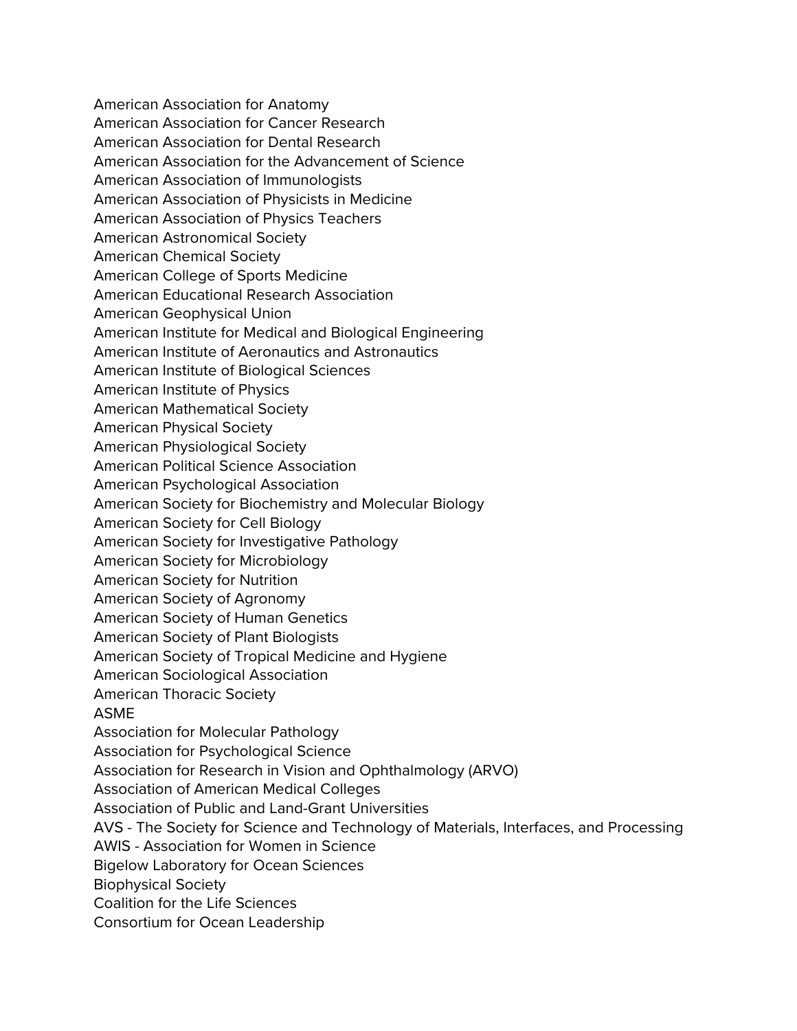American Association for Anatomy
American Association for Cancer Research
American Association for Dental Research
American Association for the Advancement of Science
American Association of Immunologists
American Association of Physicists in Medicine
American Association of Physics Teachers
American Astronomical Society
American Chemical Society
American College of Sports Medicine
American Educational Research Association
American Geophysical Union
American Institute for Medical and Biological Engineering
American Institute of Aeronautics and Astronautics
American Institute of Biological Sciences
American Institute of Physics
American Mathematical Society
American Physical Society
American Physiological Society
American Political Science Association
American Psychological Association
American Society for Biochemistry and Molecular Biology
American Society for Cell Biology
American Society for Investigative Pathology
American Society for Microbiology
American Society for Nutrition
American Society of Agronomy
American Society of Human Genetics
American Society of Plant Biologists
American Society of Tropical Medicine and Hygiene
American Sociological Association
American Thoracic Society
ASME
Association for Molecular Pathology
Association for Psychological Science
Association for Research in Vision and Ophthalmology (ARVO)
Association of American Medical Colleges
Association of Public and Land-Grant Universities
AVS - The Society for Science and Technology of Materials, Interfaces, and Processing
AWIS - Association for Women in Science
Bigelow Laboratory for Ocean Sciences
Biophysical Society
Coalition for the Life Sciences
Consortium for Ocean Leadership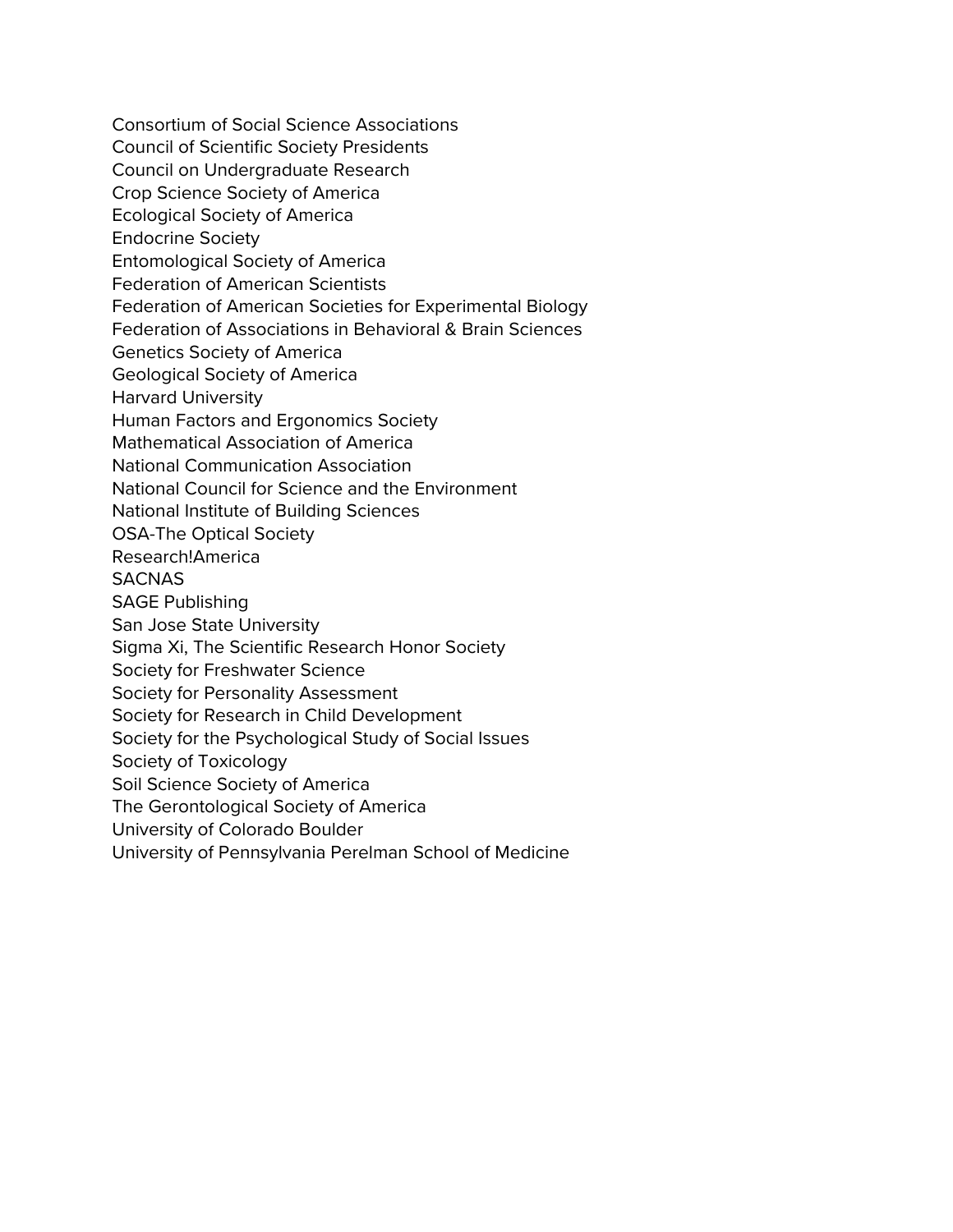Consortium of Social Science Associations
Council of Scientific Society Presidents
Council on Undergraduate Research
Crop Science Society of America
Ecological Society of America
Endocrine Society
Entomological Society of America
Federation of American Scientists
Federation of American Societies for Experimental Biology
Federation of Associations in Behavioral & Brain Sciences
Genetics Society of America
Geological Society of America
Harvard University
Human Factors and Ergonomics Society
Mathematical Association of America
National Communication Association
National Council for Science and the Environment
National Institute of Building Sciences
OSA-The Optical Society
Research!America
SACNAS
SAGE Publishing
San Jose State University
Sigma Xi, The Scientific Research Honor Society
Society for Freshwater Science
Society for Personality Assessment
Society for Research in Child Development
Society for the Psychological Study of Social Issues
Society of Toxicology
Soil Science Society of America
The Gerontological Society of America
University of Colorado Boulder
University of Pennsylvania Perelman School of Medicine